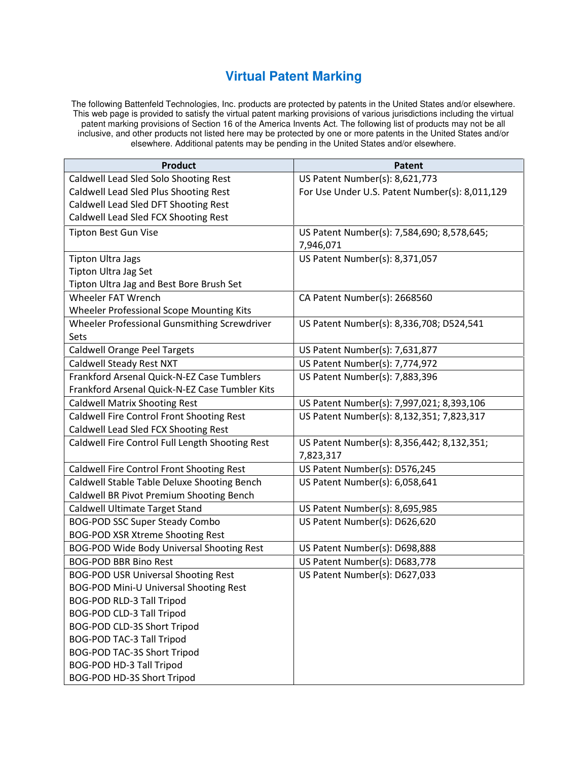# Virtual Patent Marking

The following Battenfeld Technologies, Inc. products are protected by patents in the United States and/or elsewhere. This web page is provided to satisfy the virtual patent marking provisions of various jurisdictions including the virtual patent marking provisions of Section 16 of the America Invents Act. The following list of products may not be all inclusive, and other products not listed here may be protected by one or more patents in the United States and/or elsewhere. Additional patents may be pending in the United States and/or elsewhere.

| Product | Patent |
| --- | --- |
| Caldwell Lead Sled Solo Shooting Rest<br>Caldwell Lead Sled Plus Shooting Rest<br>Caldwell Lead Sled DFT Shooting Rest<br>Caldwell Lead Sled FCX Shooting Rest | US Patent Number(s): 8,621,773<br>For Use Under U.S. Patent Number(s): 8,011,129 |
| Tipton Best Gun Vise | US Patent Number(s): 7,584,690; 8,578,645; 7,946,071 |
| Tipton Ultra Jags<br>Tipton Ultra Jag Set<br>Tipton Ultra Jag and Best Bore Brush Set | US Patent Number(s): 8,371,057 |
| Wheeler FAT Wrench<br>Wheeler Professional Scope Mounting Kits | CA Patent Number(s): 2668560 |
| Wheeler Professional Gunsmithing Screwdriver Sets | US Patent Number(s): 8,336,708; D524,541 |
| Caldwell Orange Peel Targets | US Patent Number(s): 7,631,877 |
| Caldwell Steady Rest NXT | US Patent Number(s): 7,774,972 |
| Frankford Arsenal Quick-N-EZ Case Tumblers<br>Frankford Arsenal Quick-N-EZ Case Tumbler Kits | US Patent Number(s): 7,883,396 |
| Caldwell Matrix Shooting Rest | US Patent Number(s): 7,997,021; 8,393,106 |
| Caldwell Fire Control Front Shooting Rest<br>Caldwell Lead Sled FCX Shooting Rest | US Patent Number(s): 8,132,351; 7,823,317 |
| Caldwell Fire Control Full Length Shooting Rest | US Patent Number(s): 8,356,442; 8,132,351; 7,823,317 |
| Caldwell Fire Control Front Shooting Rest | US Patent Number(s): D576,245 |
| Caldwell Stable Table Deluxe Shooting Bench<br>Caldwell BR Pivot Premium Shooting Bench | US Patent Number(s): 6,058,641 |
| Caldwell Ultimate Target Stand | US Patent Number(s): 8,695,985 |
| BOG-POD SSC Super Steady Combo<br>BOG-POD XSR Xtreme Shooting Rest | US Patent Number(s): D626,620 |
| BOG-POD Wide Body Universal Shooting Rest | US Patent Number(s): D698,888 |
| BOG-POD BBR Bino Rest | US Patent Number(s): D683,778 |
| BOG-POD USR Universal Shooting Rest<br>BOG-POD Mini-U Universal Shooting Rest<br>BOG-POD RLD-3 Tall Tripod<br>BOG-POD CLD-3 Tall Tripod<br>BOG-POD CLD-3S Short Tripod<br>BOG-POD TAC-3 Tall Tripod<br>BOG-POD TAC-3S Short Tripod<br>BOG-POD HD-3 Tall Tripod<br>BOG-POD HD-3S Short Tripod | US Patent Number(s): D627,033 |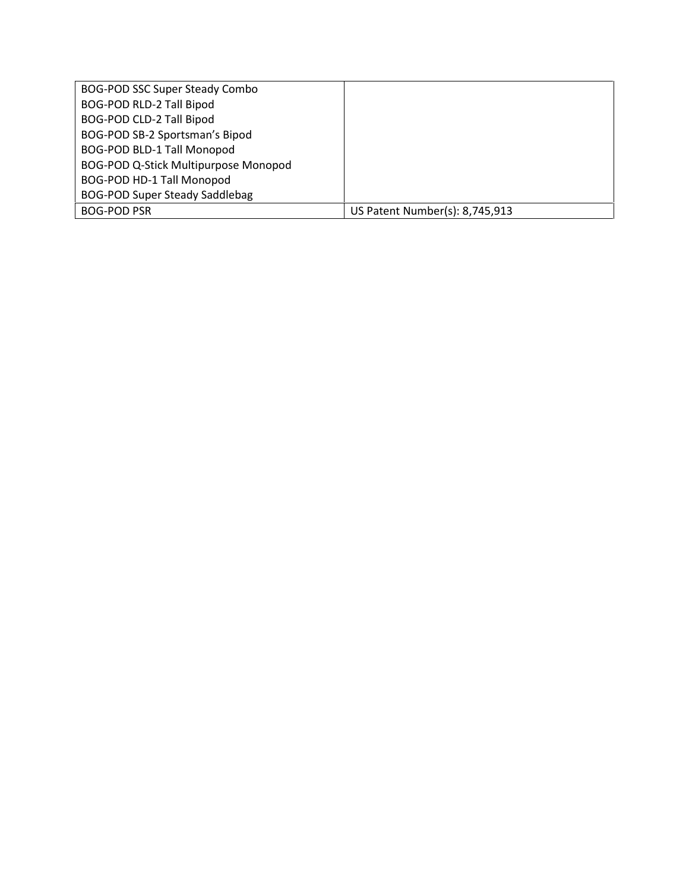| | |
|---|---|
| BOG-POD SSC Super Steady Combo<br>BOG-POD RLD-2 Tall Bipod<br>BOG-POD CLD-2 Tall Bipod<br>BOG-POD SB-2 Sportsman's Bipod<br>BOG-POD BLD-1 Tall Monopod<br>BOG-POD Q-Stick Multipurpose Monopod<br>BOG-POD HD-1 Tall Monopod<br>BOG-POD Super Steady Saddlebag | |
| BOG-POD PSR | US Patent Number(s): 8,745,913 |